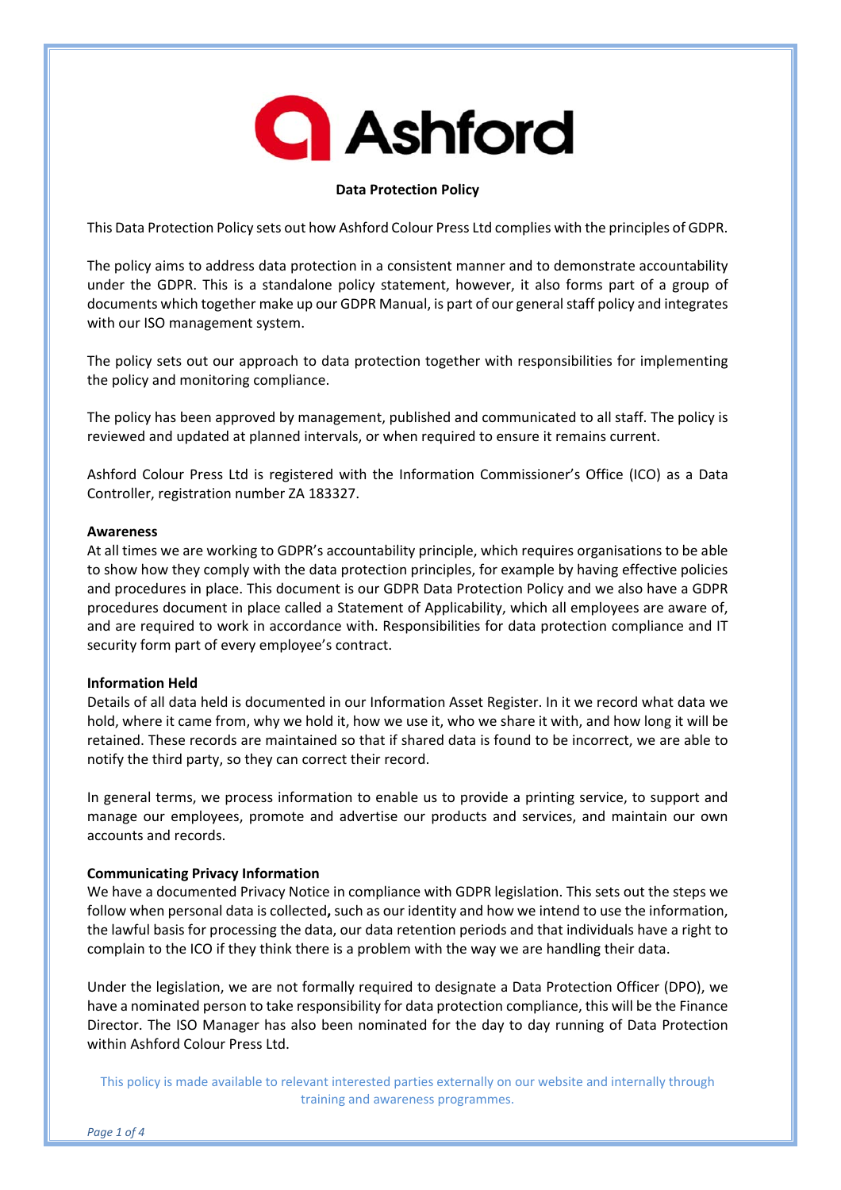# Data Protection Policy

This Data Protection Policy sets out how Ashford Colour Press Ltd complies with the principles of GDPR.

The policy aims to address data protection in a consistent manner and to demonstrate accountability under the GDPR. This is a standalone policy statement, however, it also forms part of a group of documents which together make up our GDPR Manual, is part of our general staff policy and integrates with our ISO management system.

The policy sets out our approach to data protection together with responsibilities for implementing the policy and monitoring compliance.

The policy has been approved by management, published and communicated to all staff. The policy is reviewed and updated at planned intervals, or when required to ensure it remains current.

Ashford Colour Press Ltd is registered with the Information Commissioner's Office (ICO) as a Data Controller, registration number ZA 183327.

**Awareness**

At all times we are working to GDPR's accountability principle, which requires organisations to be able to show how they comply with the data protection principles, for example by having effective policies and procedures in place. This document is our GDPR Data Protection Policy and we also have a GDPR procedures document in place called a Statement of Applicability, which all employees are aware of, and are required to work in accordance with. Responsibilities for data protection compliance and IT security form part of every employee's contract.

**Information Held**

Details of all data held is documented in our Information Asset Register. In it we record what data we hold, where it came from, why we hold it, how we use it, who we share it with, and how long it will be retained. These records are maintained so that if shared data is found to be incorrect, we are able to notify the third party, so they can correct their record.

In general terms, we process information to enable us to provide a printing service, to support and manage our employees, promote and advertise our products and services, and maintain our own accounts and records.

**Communicating Privacy Information**

We have a documented Privacy Notice in compliance with GDPR legislation. This sets out the steps we follow when personal data is collected**,** such as our identity and how we intend to use the information, the lawful basis for processing the data, our data retention periods and that individuals have a right to complain to the ICO if they think there is a problem with the way we are handling their data.

Under the legislation, we are not formally required to designate a Data Protection Officer (DPO), we have a nominated person to take responsibility for data protection compliance, this will be the Finance Director. The ISO Manager has also been nominated for the day to day running of Data Protection within Ashford Colour Press Ltd.

This policy is made available to relevant interested parties externally on our website and internally through training and awareness programmes.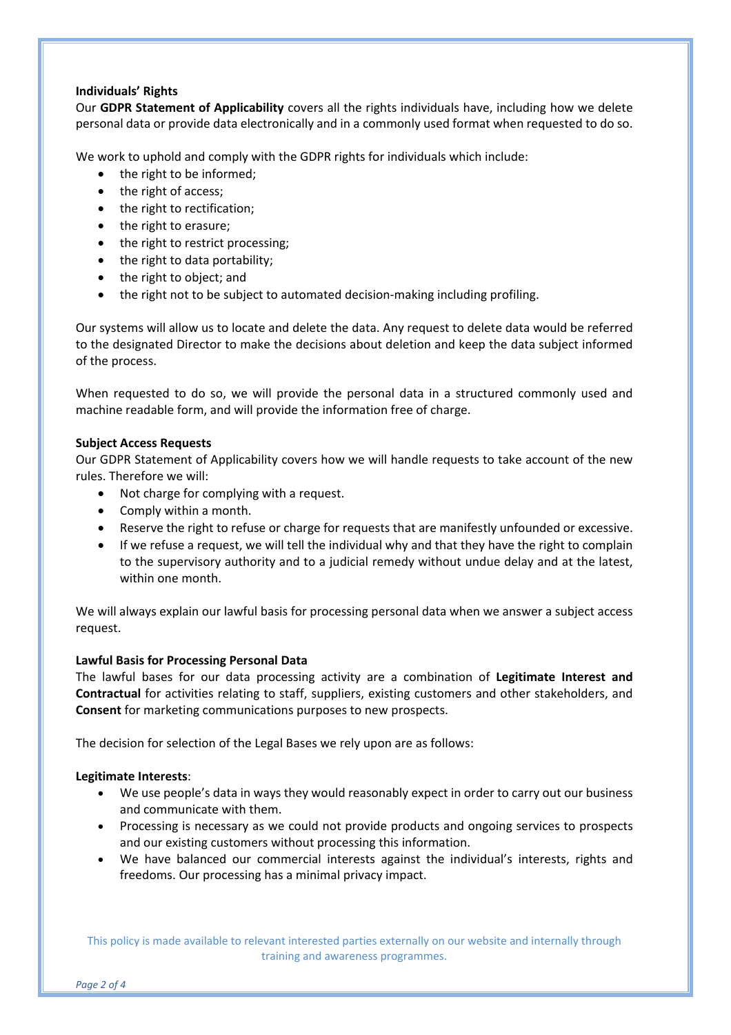**Individuals' Rights**

Our **GDPR Statement of Applicability** covers all the rights individuals have, including how we delete personal data or provide data electronically and in a commonly used format when requested to do so.

We work to uphold and comply with the GDPR rights for individuals which include:

- the right to be informed;
- the right of access;
- the right to rectification;
- the right to erasure;
- the right to restrict processing;
- the right to data portability;
- the right to object; and
- the right not to be subject to automated decision-making including profiling.

Our systems will allow us to locate and delete the data. Any request to delete data would be referred to the designated Director to make the decisions about deletion and keep the data subject informed of the process.

When requested to do so, we will provide the personal data in a structured commonly used and machine readable form, and will provide the information free of charge.

**Subject Access Requests**

Our GDPR Statement of Applicability covers how we will handle requests to take account of the new rules. Therefore we will:

- Not charge for complying with a request.
- Comply within a month.
- Reserve the right to refuse or charge for requests that are manifestly unfounded or excessive.
- If we refuse a request, we will tell the individual why and that they have the right to complain to the supervisory authority and to a judicial remedy without undue delay and at the latest, within one month.

We will always explain our lawful basis for processing personal data when we answer a subject access request.

**Lawful Basis for Processing Personal Data**

The lawful bases for our data processing activity are a combination of **Legitimate Interest and Contractual** for activities relating to staff, suppliers, existing customers and other stakeholders, and **Consent** for marketing communications purposes to new prospects.

The decision for selection of the Legal Bases we rely upon are as follows:

**Legitimate Interests**:

- We use people's data in ways they would reasonably expect in order to carry out our business and communicate with them.
- Processing is necessary as we could not provide products and ongoing services to prospects and our existing customers without processing this information.
- We have balanced our commercial interests against the individual's interests, rights and freedoms. Our processing has a minimal privacy impact.

This policy is made available to relevant interested parties externally on our website and internally through training and awareness programmes.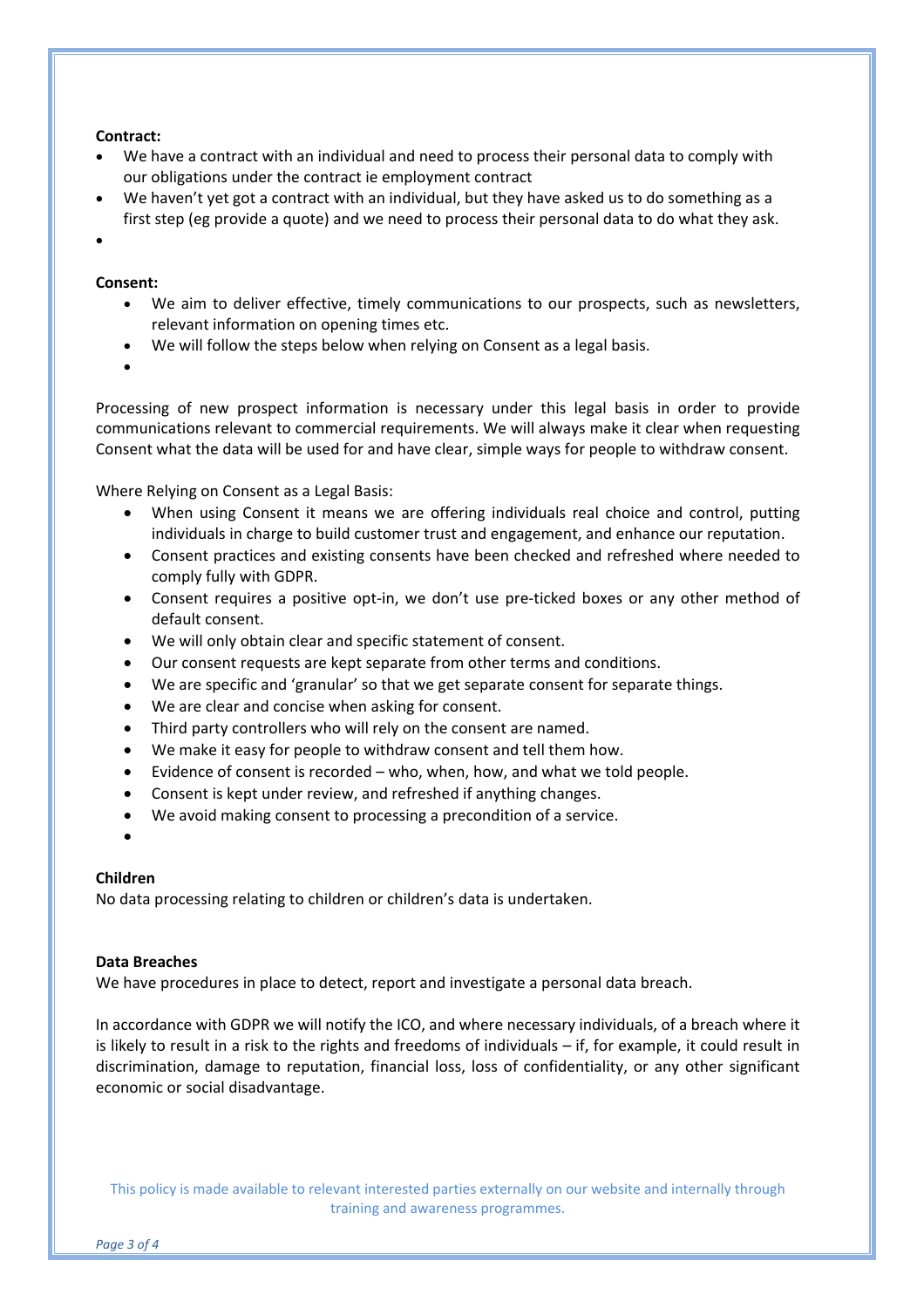**Contract:**

- We have a contract with an individual and need to process their personal data to comply with our obligations under the contract ie employment contract
- We haven't yet got a contract with an individual, but they have asked us to do something as a first step (eg provide a quote) and we need to process their personal data to do what they ask.

**Consent:**

- We aim to deliver effective, timely communications to our prospects, such as newsletters, relevant information on opening times etc.
- We will follow the steps below when relying on Consent as a legal basis.

Processing of new prospect information is necessary under this legal basis in order to provide communications relevant to commercial requirements. We will always make it clear when requesting Consent what the data will be used for and have clear, simple ways for people to withdraw consent.

Where Relying on Consent as a Legal Basis:

- When using Consent it means we are offering individuals real choice and control, putting individuals in charge to build customer trust and engagement, and enhance our reputation.
- Consent practices and existing consents have been checked and refreshed where needed to comply fully with GDPR.
- Consent requires a positive opt-in, we don't use pre-ticked boxes or any other method of default consent.
- We will only obtain clear and specific statement of consent.
- Our consent requests are kept separate from other terms and conditions.
- We are specific and 'granular' so that we get separate consent for separate things.
- We are clear and concise when asking for consent.
- Third party controllers who will rely on the consent are named.
- We make it easy for people to withdraw consent and tell them how.
- Evidence of consent is recorded – who, when, how, and what we told people.
- Consent is kept under review, and refreshed if anything changes.
- We avoid making consent to processing a precondition of a service.

**Children**

No data processing relating to children or children's data is undertaken.

**Data Breaches**

We have procedures in place to detect, report and investigate a personal data breach.

In accordance with GDPR we will notify the ICO, and where necessary individuals, of a breach where it is likely to result in a risk to the rights and freedoms of individuals – if, for example, it could result in discrimination, damage to reputation, financial loss, loss of confidentiality, or any other significant economic or social disadvantage.

This policy is made available to relevant interested parties externally on our website and internally through training and awareness programmes.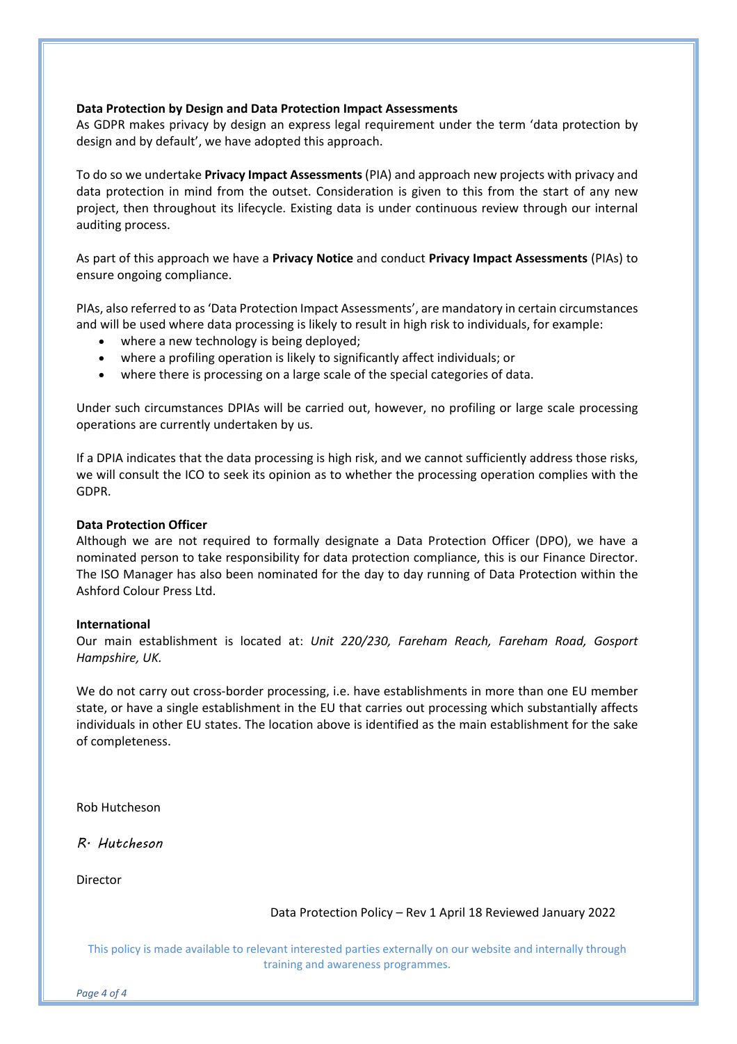**Data Protection by Design and Data Protection Impact Assessments**

As GDPR makes privacy by design an express legal requirement under the term 'data protection by design and by default', we have adopted this approach.

To do so we undertake **Privacy Impact Assessments** (PIA) and approach new projects with privacy and data protection in mind from the outset. Consideration is given to this from the start of any new project, then throughout its lifecycle. Existing data is under continuous review through our internal auditing process.

As part of this approach we have a **Privacy Notice** and conduct **Privacy Impact Assessments** (PIAs) to ensure ongoing compliance.

PIAs, also referred to as 'Data Protection Impact Assessments', are mandatory in certain circumstances and will be used where data processing is likely to result in high risk to individuals, for example:

- where a new technology is being deployed;
- where a profiling operation is likely to significantly affect individuals; or
- where there is processing on a large scale of the special categories of data.

Under such circumstances DPIAs will be carried out, however, no profiling or large scale processing operations are currently undertaken by us.

If a DPIA indicates that the data processing is high risk, and we cannot sufficiently address those risks, we will consult the ICO to seek its opinion as to whether the processing operation complies with the GDPR.

**Data Protection Officer**

Although we are not required to formally designate a Data Protection Officer (DPO), we have a nominated person to take responsibility for data protection compliance, this is our Finance Director. The ISO Manager has also been nominated for the day to day running of Data Protection within the Ashford Colour Press Ltd.

**International**

Our main establishment is located at: *Unit 220/230, Fareham Reach, Fareham Road, Gosport Hampshire, UK.*

We do not carry out cross-border processing, i.e. have establishments in more than one EU member state, or have a single establishment in the EU that carries out processing which substantially affects individuals in other EU states. The location above is identified as the main establishment for the sake of completeness.

Rob Hutcheson

*R. Hutcheson*

Director

Data Protection Policy – Rev 1 April 18 Reviewed January 2022

This policy is made available to relevant interested parties externally on our website and internally through training and awareness programmes.